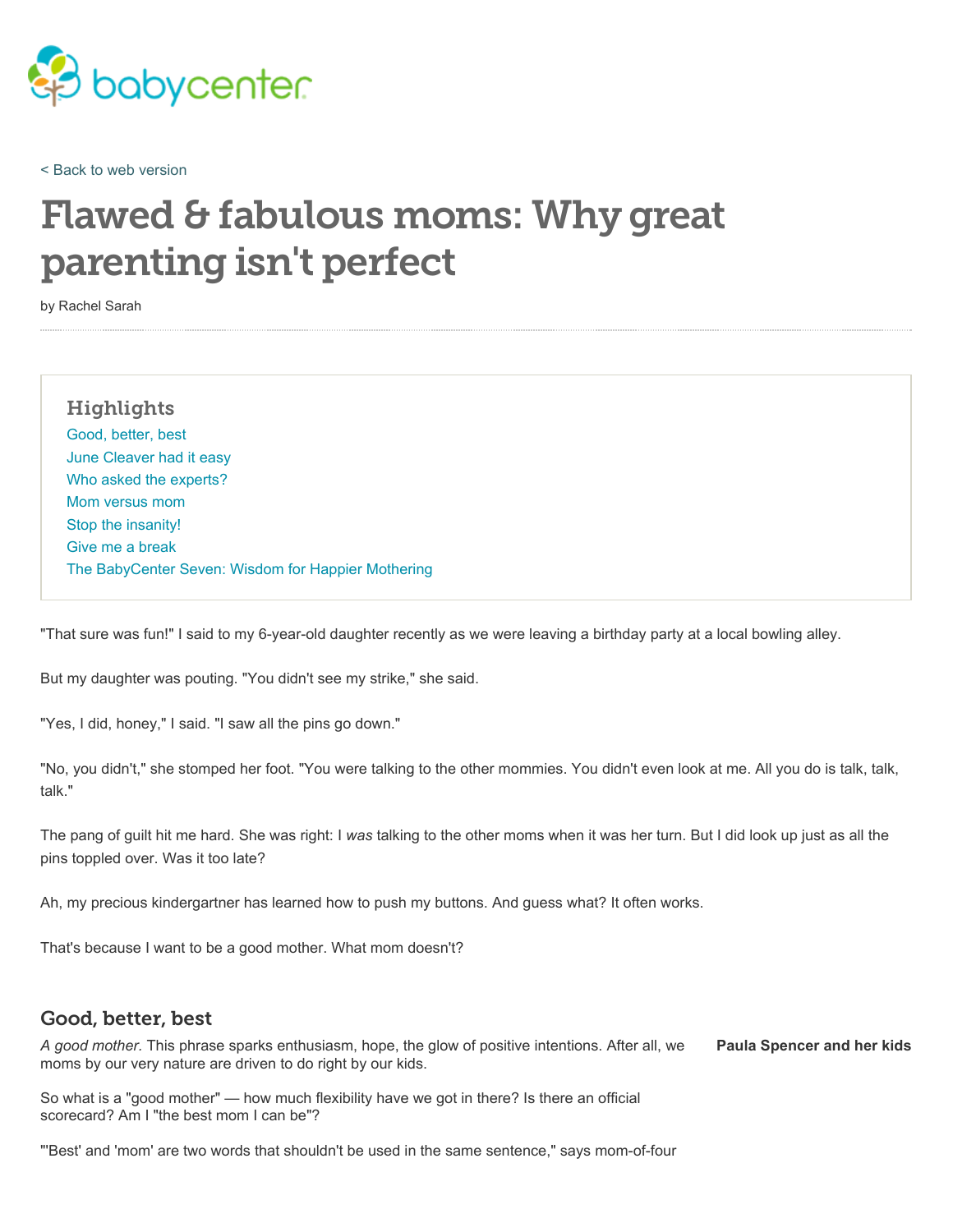< Back to web version

# Flawed & fabulous moms: Why great parenting isn't perfect

by Rachel Sarah

## Highlights

Good, better, best
June Cleaver had it easy
Who asked the experts?
Mom versus mom
Stop the insanity!
Give me a break
The BabyCenter Seven: Wisdom for Happier Mothering

"That sure was fun!" I said to my 6-year-old daughter recently as we were leaving a birthday party at a local bowling alley.

But my daughter was pouting. "You didn't see my strike," she said.

"Yes, I did, honey," I said. "I saw all the pins go down."

"No, you didn't," she stomped her foot. "You were talking to the other mommies. You didn't even look at me. All you do is talk, talk, talk."

The pang of guilt hit me hard. She was right: I *was* talking to the other moms when it was her turn. But I did look up just as all the pins toppled over. Was it too late?

Ah, my precious kindergartner has learned how to push my buttons. And guess what? It often works.

That's because I want to be a good mother. What mom doesn't?

## Good, better, best

**Paula Spencer and her kids**

*A good mother.* This phrase sparks enthusiasm, hope, the glow of positive intentions. After all, we moms by our very nature are driven to do right by our kids.

So what is a "good mother" — how much flexibility have we got in there? Is there an official scorecard? Am I "the best mom I can be"?

"'Best' and 'mom' are two words that shouldn't be used in the same sentence," says mom-of-four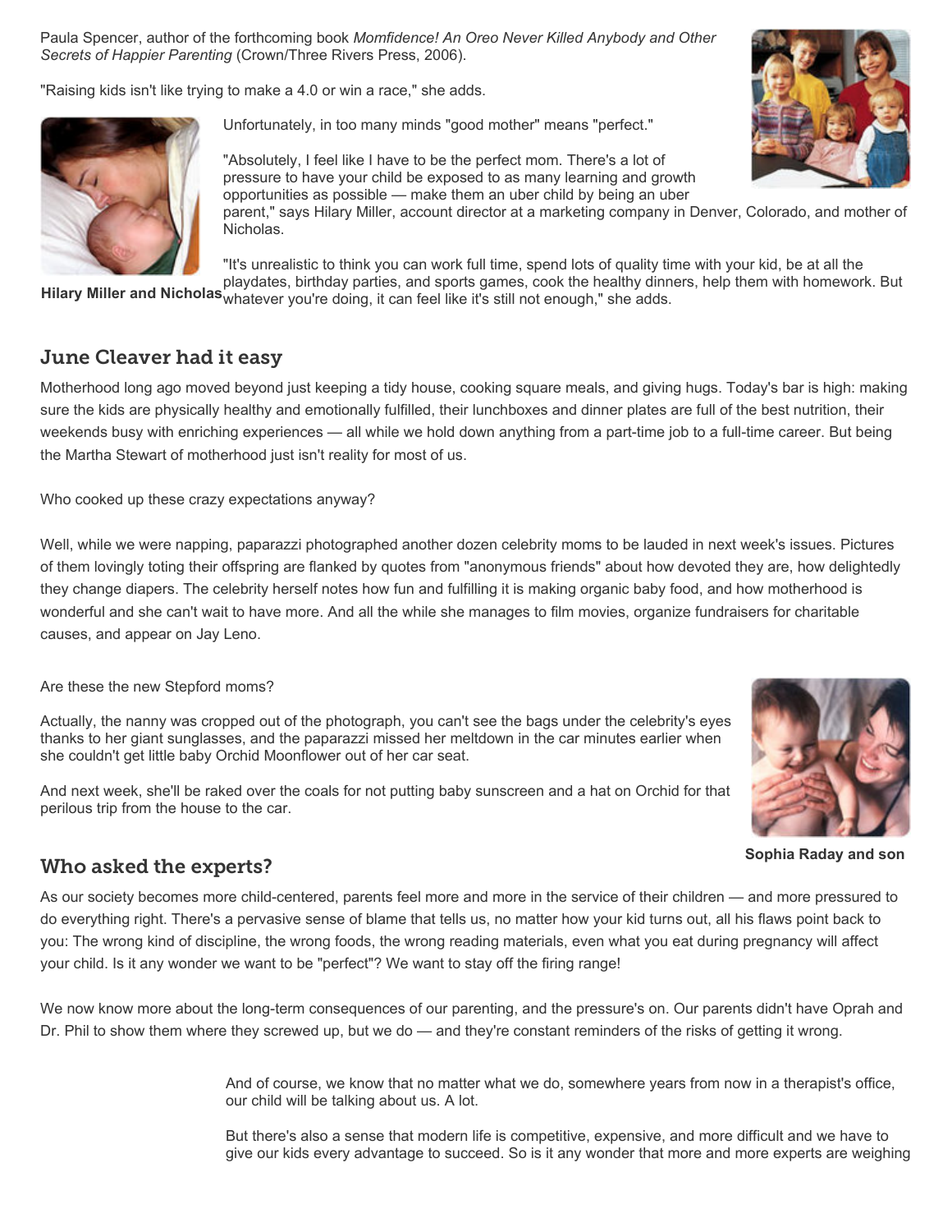Paula Spencer, author of the forthcoming book *Momfidence! An Oreo Never Killed Anybody and Other Secrets of Happier Parenting* (Crown/Three Rivers Press, 2006).

"Raising kids isn't like trying to make a 4.0 or win a race," she adds.

Unfortunately, in too many minds "good mother" means "perfect."

"Absolutely, I feel like I have to be the perfect mom. There's a lot of pressure to have your child be exposed to as many learning and growth opportunities as possible — make them an uber child by being an uber parent," says Hilary Miller, account director at a marketing company in Denver, Colorado, and mother of Nicholas.

"It's unrealistic to think you can work full time, spend lots of quality time with your kid, be at all the playdates, birthday parties, and sports games, cook the healthy dinners, help them with homework. But whatever you're doing, it can feel like it's still not enough," she adds.

**Hilary Miller and Nicholas**

## June Cleaver had it easy

Motherhood long ago moved beyond just keeping a tidy house, cooking square meals, and giving hugs. Today's bar is high: making sure the kids are physically healthy and emotionally fulfilled, their lunchboxes and dinner plates are full of the best nutrition, their weekends busy with enriching experiences — all while we hold down anything from a part-time job to a full-time career. But being the Martha Stewart of motherhood just isn't reality for most of us.

Who cooked up these crazy expectations anyway?

Well, while we were napping, paparazzi photographed another dozen celebrity moms to be lauded in next week's issues. Pictures of them lovingly toting their offspring are flanked by quotes from "anonymous friends" about how devoted they are, how delightedly they change diapers. The celebrity herself notes how fun and fulfilling it is making organic baby food, and how motherhood is wonderful and she can't wait to have more. And all the while she manages to film movies, organize fundraisers for charitable causes, and appear on Jay Leno.

Are these the new Stepford moms?

Actually, the nanny was cropped out of the photograph, you can't see the bags under the celebrity's eyes thanks to her giant sunglasses, and the paparazzi missed her meltdown in the car minutes earlier when she couldn't get little baby Orchid Moonflower out of her car seat.

And next week, she'll be raked over the coals for not putting baby sunscreen and a hat on Orchid for that perilous trip from the house to the car.

**Sophia Raday and son**

## Who asked the experts?

As our society becomes more child-centered, parents feel more and more in the service of their children — and more pressured to do everything right. There's a pervasive sense of blame that tells us, no matter how your kid turns out, all his flaws point back to you: The wrong kind of discipline, the wrong foods, the wrong reading materials, even what you eat during pregnancy will affect your child. Is it any wonder we want to be "perfect"? We want to stay off the firing range!

We now know more about the long-term consequences of our parenting, and the pressure's on. Our parents didn't have Oprah and Dr. Phil to show them where they screwed up, but we do — and they're constant reminders of the risks of getting it wrong.

And of course, we know that no matter what we do, somewhere years from now in a therapist's office, our child will be talking about us. A lot.

But there's also a sense that modern life is competitive, expensive, and more difficult and we have to give our kids every advantage to succeed. So is it any wonder that more and more experts are weighing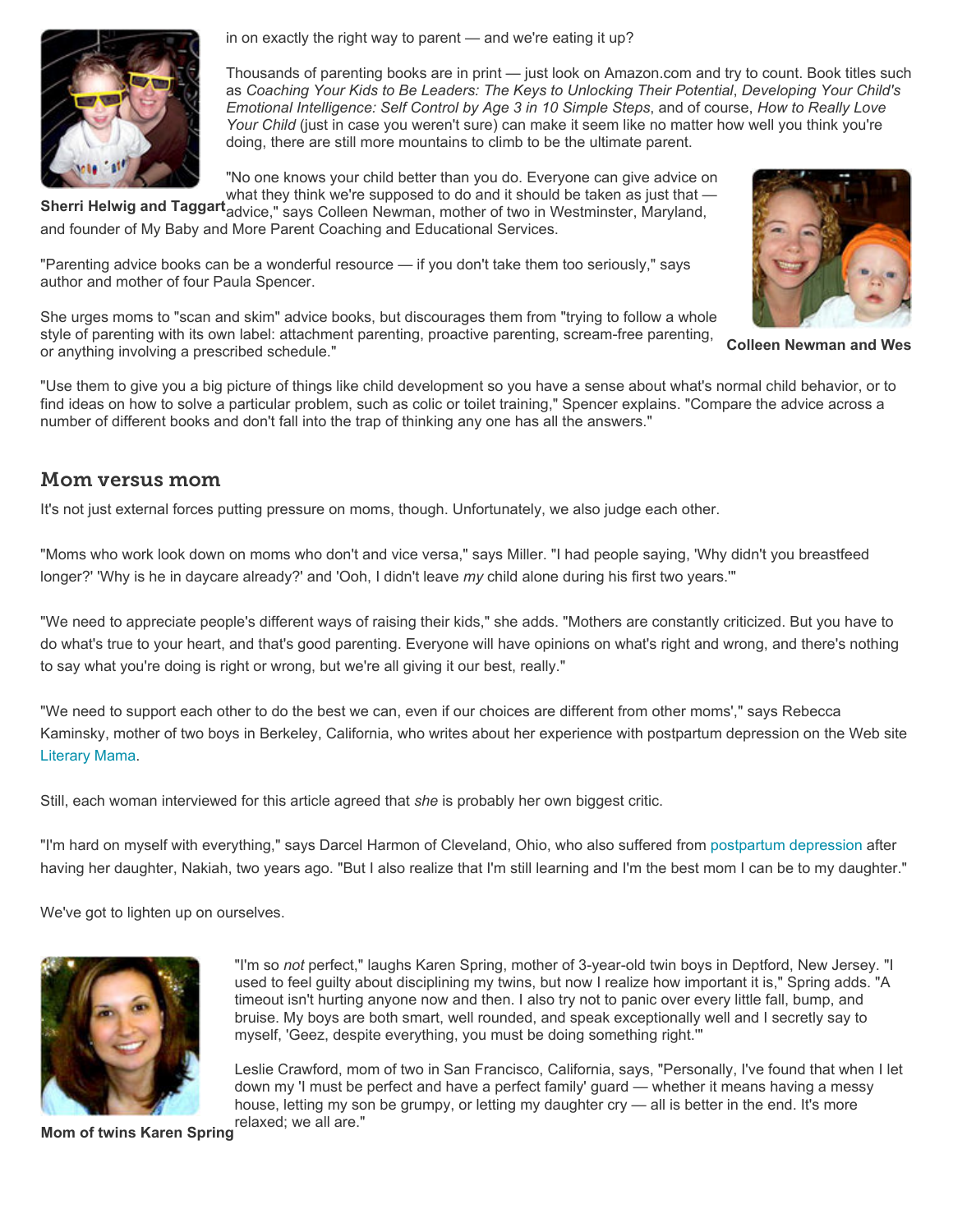in on exactly the right way to parent — and we're eating it up?

Thousands of parenting books are in print — just look on Amazon.com and try to count. Book titles such as *Coaching Your Kids to Be Leaders: The Keys to Unlocking Their Potential*, *Developing Your Child's Emotional Intelligence: Self Control by Age 3 in 10 Simple Steps*, and of course, *How to Really Love Your Child* (just in case you weren't sure) can make it seem like no matter how well you think you're doing, there are still more mountains to climb to be the ultimate parent.

**Sherri Helwig and Taggart**

"No one knows your child better than you do. Everyone can give advice on what they think we're supposed to do and it should be taken as just that — advice," says Colleen Newman, mother of two in Westminster, Maryland, and founder of My Baby and More Parent Coaching and Educational Services.

**Colleen Newman and Wes**

"Parenting advice books can be a wonderful resource — if you don't take them too seriously," says author and mother of four Paula Spencer.

She urges moms to "scan and skim" advice books, but discourages them from "trying to follow a whole style of parenting with its own label: attachment parenting, proactive parenting, scream-free parenting, or anything involving a prescribed schedule."

"Use them to give you a big picture of things like child development so you have a sense about what's normal child behavior, or to find ideas on how to solve a particular problem, such as colic or toilet training," Spencer explains. "Compare the advice across a number of different books and don't fall into the trap of thinking any one has all the answers."

## Mom versus mom

It's not just external forces putting pressure on moms, though. Unfortunately, we also judge each other.

"Moms who work look down on moms who don't and vice versa," says Miller. "I had people saying, 'Why didn't you breastfeed longer?' 'Why is he in daycare already?' and 'Ooh, I didn't leave *my* child alone during his first two years.'"

"We need to appreciate people's different ways of raising their kids," she adds. "Mothers are constantly criticized. But you have to do what's true to your heart, and that's good parenting. Everyone will have opinions on what's right and wrong, and there's nothing to say what you're doing is right or wrong, but we're all giving it our best, really."

"We need to support each other to do the best we can, even if our choices are different from other moms'," says Rebecca Kaminsky, mother of two boys in Berkeley, California, who writes about her experience with postpartum depression on the Web site Literary Mama.

Still, each woman interviewed for this article agreed that *she* is probably her own biggest critic.

"I'm hard on myself with everything," says Darcel Harmon of Cleveland, Ohio, who also suffered from postpartum depression after having her daughter, Nakiah, two years ago. "But I also realize that I'm still learning and I'm the best mom I can be to my daughter."

We've got to lighten up on ourselves.

"I'm so *not* perfect," laughs Karen Spring, mother of 3-year-old twin boys in Deptford, New Jersey. "I used to feel guilty about disciplining my twins, but now I realize how important it is," Spring adds. "A timeout isn't hurting anyone now and then. I also try not to panic over every little fall, bump, and bruise. My boys are both smart, well rounded, and speak exceptionally well and I secretly say to myself, 'Geez, despite everything, you must be doing something right.'"

**Mom of twins Karen Spring**

Leslie Crawford, mom of two in San Francisco, California, says, "Personally, I've found that when I let down my 'I must be perfect and have a perfect family' guard — whether it means having a messy house, letting my son be grumpy, or letting my daughter cry — all is better in the end. It's more relaxed; we all are."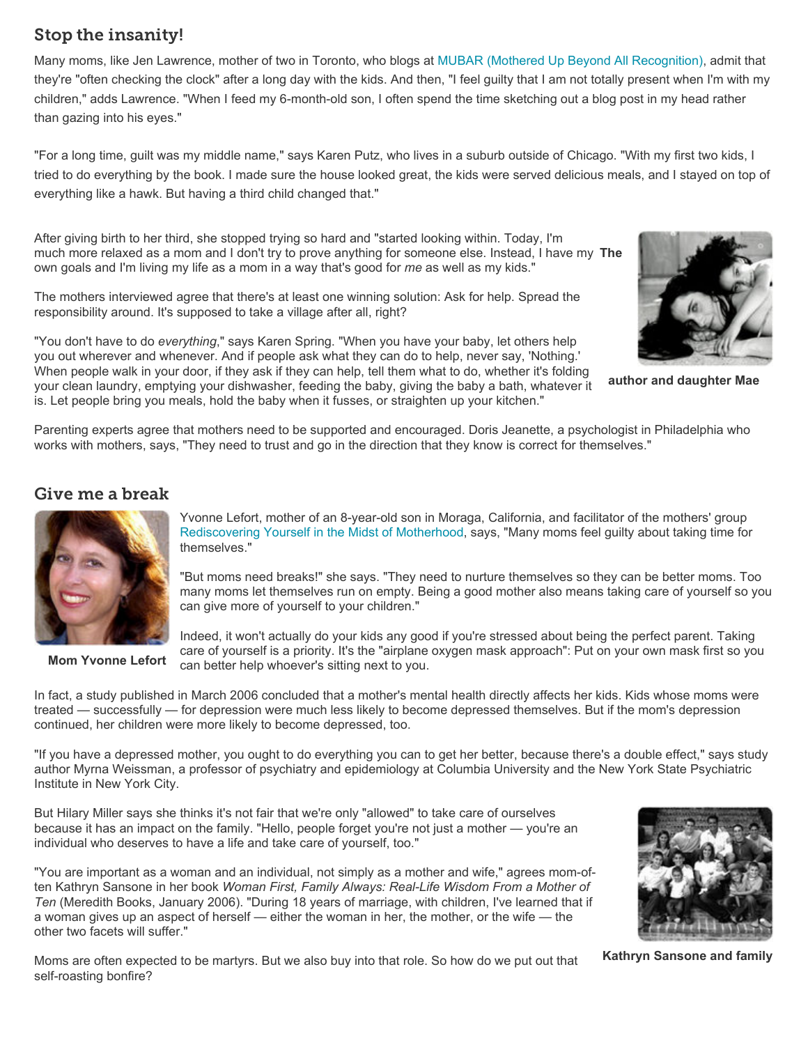## Stop the insanity!

Many moms, like Jen Lawrence, mother of two in Toronto, who blogs at MUBAR (Mothered Up Beyond All Recognition), admit that they're "often checking the clock" after a long day with the kids. And then, "I feel guilty that I am not totally present when I'm with my children," adds Lawrence. "When I feed my 6-month-old son, I often spend the time sketching out a blog post in my head rather than gazing into his eyes."

"For a long time, guilt was my middle name," says Karen Putz, who lives in a suburb outside of Chicago. "With my first two kids, I tried to do everything by the book. I made sure the house looked great, the kids were served delicious meals, and I stayed on top of everything like a hawk. But having a third child changed that."

After giving birth to her third, she stopped trying so hard and "started looking within. Today, I'm much more relaxed as a mom and I don't try to prove anything for someone else. Instead, I have my own goals and I'm living my life as a mom in a way that's good for *me* as well as my kids."

**The author and daughter Mae**

The mothers interviewed agree that there's at least one winning solution: Ask for help. Spread the responsibility around. It's supposed to take a village after all, right?

"You don't have to do *everything*," says Karen Spring. "When you have your baby, let others help you out wherever and whenever. And if people ask what they can do to help, never say, 'Nothing.' When people walk in your door, if they ask if they can help, tell them what to do, whether it's folding your clean laundry, emptying your dishwasher, feeding the baby, giving the baby a bath, whatever it is. Let people bring you meals, hold the baby when it fusses, or straighten up your kitchen."

Parenting experts agree that mothers need to be supported and encouraged. Doris Jeanette, a psychologist in Philadelphia who works with mothers, says, "They need to trust and go in the direction that they know is correct for themselves."

## Give me a break

**Mom Yvonne Lefort**

Yvonne Lefort, mother of an 8-year-old son in Moraga, California, and facilitator of the mothers' group Rediscovering Yourself in the Midst of Motherhood, says, "Many moms feel guilty about taking time for themselves."

"But moms need breaks!" she says. "They need to nurture themselves so they can be better moms. Too many moms let themselves run on empty. Being a good mother also means taking care of yourself so you can give more of yourself to your children."

Indeed, it won't actually do your kids any good if you're stressed about being the perfect parent. Taking care of yourself is a priority. It's the "airplane oxygen mask approach": Put on your own mask first so you can better help whoever's sitting next to you.

In fact, a study published in March 2006 concluded that a mother's mental health directly affects her kids. Kids whose moms were treated — successfully — for depression were much less likely to become depressed themselves. But if the mom's depression continued, her children were more likely to become depressed, too.

"If you have a depressed mother, you ought to do everything you can to get her better, because there's a double effect," says study author Myrna Weissman, a professor of psychiatry and epidemiology at Columbia University and the New York State Psychiatric Institute in New York City.

But Hilary Miller says she thinks it's not fair that we're only "allowed" to take care of ourselves because it has an impact on the family. "Hello, people forget you're not just a mother — you're an individual who deserves to have a life and take care of yourself, too."

"You are important as a woman and an individual, not simply as a mother and wife," agrees mom-of-ten Kathryn Sansone in her book *Woman First, Family Always: Real-Life Wisdom From a Mother of Ten* (Meredith Books, January 2006). "During 18 years of marriage, with children, I've learned that if a woman gives up an aspect of herself — either the woman in her, the mother, or the wife — the other two facets will suffer."

**Kathryn Sansone and family**

Moms are often expected to be martyrs. But we also buy into that role. So how do we put out that self-roasting bonfire?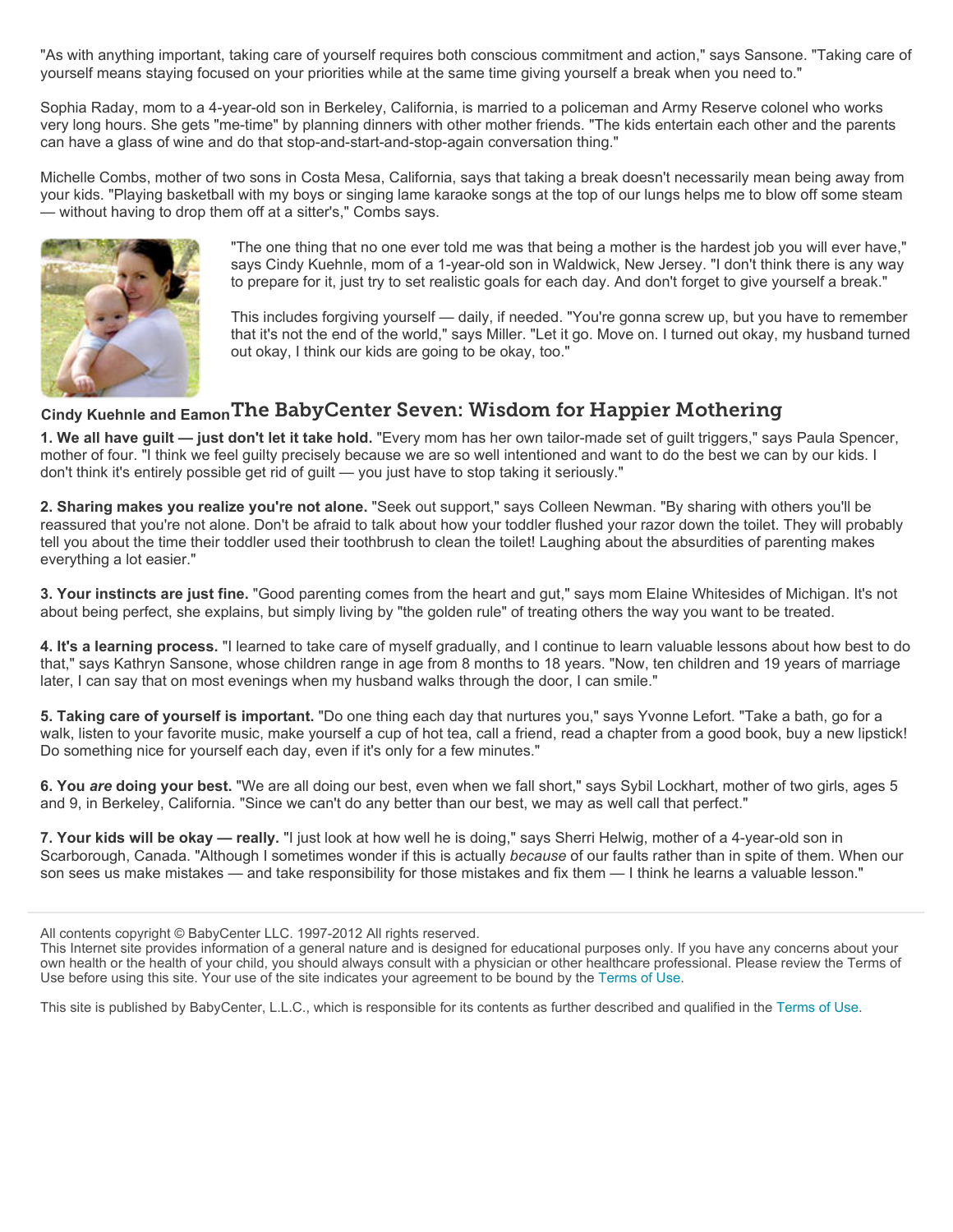"As with anything important, taking care of yourself requires both conscious commitment and action," says Sansone. "Taking care of yourself means staying focused on your priorities while at the same time giving yourself a break when you need to."

Sophia Raday, mom to a 4-year-old son in Berkeley, California, is married to a policeman and Army Reserve colonel who works very long hours. She gets "me-time" by planning dinners with other mother friends. "The kids entertain each other and the parents can have a glass of wine and do that stop-and-start-and-stop-again conversation thing."

Michelle Combs, mother of two sons in Costa Mesa, California, says that taking a break doesn't necessarily mean being away from your kids. "Playing basketball with my boys or singing lame karaoke songs at the top of our lungs helps me to blow off some steam — without having to drop them off at a sitter's," Combs says.

"The one thing that no one ever told me was that being a mother is the hardest job you will ever have," says Cindy Kuehnle, mom of a 1-year-old son in Waldwick, New Jersey. "I don't think there is any way to prepare for it, just try to set realistic goals for each day. And don't forget to give yourself a break."

This includes forgiving yourself — daily, if needed. "You're gonna screw up, but you have to remember that it's not the end of the world," says Miller. "Let it go. Move on. I turned out okay, my husband turned out okay, I think our kids are going to be okay, too."

**Cindy Kuehnle and Eamon**

## The BabyCenter Seven: Wisdom for Happier Mothering

**1. We all have guilt — just don't let it take hold.** "Every mom has her own tailor-made set of guilt triggers," says Paula Spencer, mother of four. "I think we feel guilty precisely because we are so well intentioned and want to do the best we can by our kids. I don't think it's entirely possible get rid of guilt — you just have to stop taking it seriously."

**2. Sharing makes you realize you're not alone.** "Seek out support," says Colleen Newman. "By sharing with others you'll be reassured that you're not alone. Don't be afraid to talk about how your toddler flushed your razor down the toilet. They will probably tell you about the time their toddler used their toothbrush to clean the toilet! Laughing about the absurdities of parenting makes everything a lot easier."

**3. Your instincts are just fine.** "Good parenting comes from the heart and gut," says mom Elaine Whitesides of Michigan. It's not about being perfect, she explains, but simply living by "the golden rule" of treating others the way you want to be treated.

**4. It's a learning process.** "I learned to take care of myself gradually, and I continue to learn valuable lessons about how best to do that," says Kathryn Sansone, whose children range in age from 8 months to 18 years. "Now, ten children and 19 years of marriage later, I can say that on most evenings when my husband walks through the door, I can smile."

**5. Taking care of yourself is important.** "Do one thing each day that nurtures you," says Yvonne Lefort. "Take a bath, go for a walk, listen to your favorite music, make yourself a cup of hot tea, call a friend, read a chapter from a good book, buy a new lipstick! Do something nice for yourself each day, even if it's only for a few minutes."

**6. You *are* doing your best.** "We are all doing our best, even when we fall short," says Sybil Lockhart, mother of two girls, ages 5 and 9, in Berkeley, California. "Since we can't do any better than our best, we may as well call that perfect."

**7. Your kids will be okay — really.** "I just look at how well he is doing," says Sherri Helwig, mother of a 4-year-old son in Scarborough, Canada. "Although I sometimes wonder if this is actually *because* of our faults rather than in spite of them. When our son sees us make mistakes — and take responsibility for those mistakes and fix them — I think he learns a valuable lesson."

---

All contents copyright © BabyCenter LLC. 1997-2012 All rights reserved.
This Internet site provides information of a general nature and is designed for educational purposes only. If you have any concerns about your own health or the health of your child, you should always consult with a physician or other healthcare professional. Please review the Terms of Use before using this site. Your use of the site indicates your agreement to be bound by the Terms of Use.

This site is published by BabyCenter, L.L.C., which is responsible for its contents as further described and qualified in the Terms of Use.